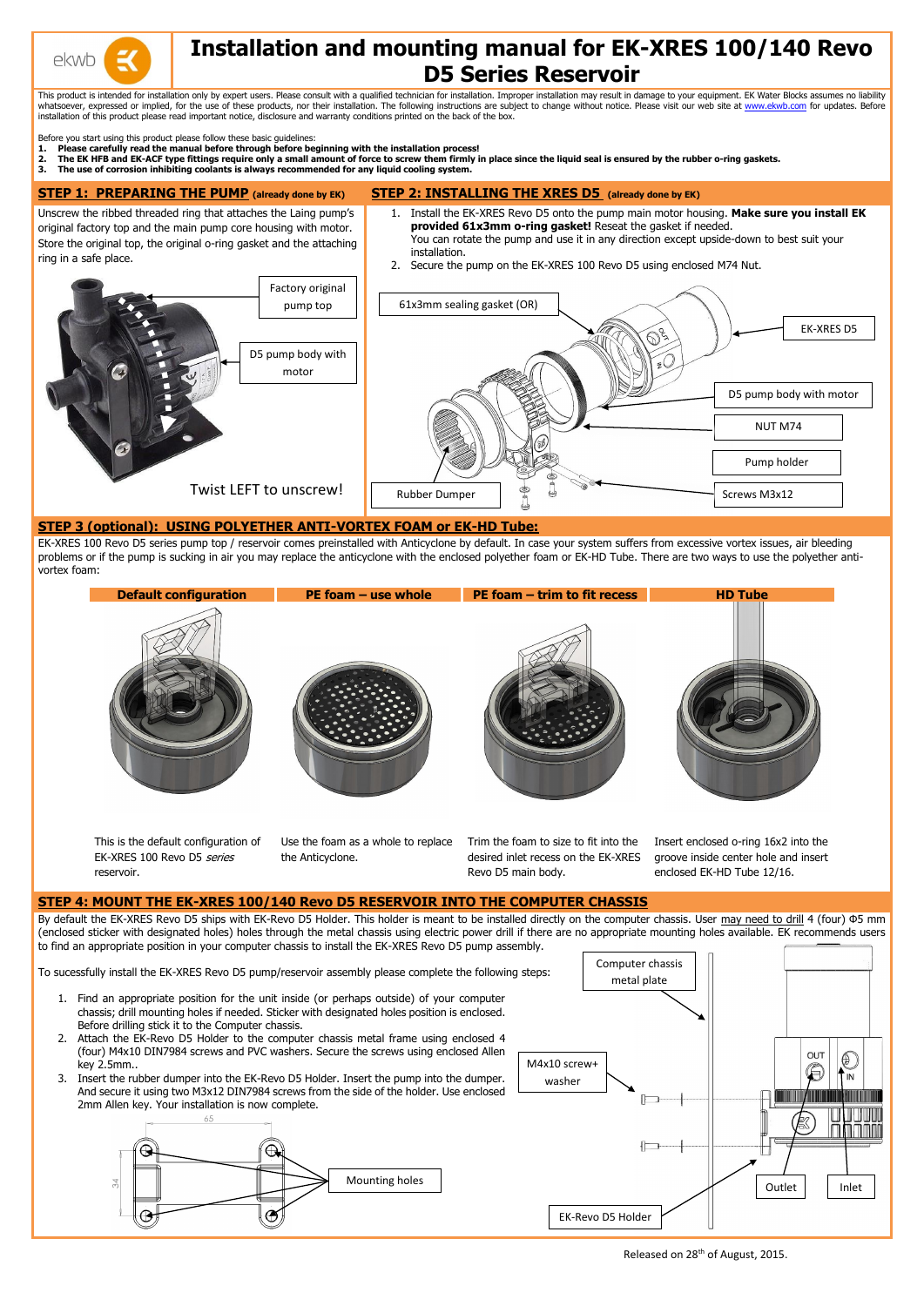# Installation and mounting manual for EK-XRES 100/140 Revo D5 Series Reservoir

This product is intended for installation only by expert users. Please consult with a qualified technician for installation. Improper installation may result in damage to your equipment. EK Water Blocks assumes no liability whatsoever, expressed or implied, for the use of these products, nor their installation. The following instructions are subject to change without notice. Please visit our web site at www.ekwb.com for updates. Before installation of this product please read important notice, disclosure and warranty conditions printed on the back of the box.

Before you start using this product please follow these basic guidelines:

1. **Please carefully read the manual before through before beginning with the installation process!**
2. **The EK HFB and EK-ACF type fittings require only a small amount of force to screw them firmly in place since the liquid seal is ensured by the rubber o-ring gaskets.**
3. **The use of corrosion inhibiting coolants is always recommended for any liquid cooling system.**

## STEP 1: PREPARING THE PUMP (already done by EK)

Unscrew the ribbed threaded ring that attaches the Laing pump's original factory top and the main pump core housing with motor. Store the original top, the original o-ring gasket and the attaching ring in a safe place.

Factory original pump top

D5 pump body with motor

Twist LEFT to unscrew!

## STEP 2: INSTALLING THE XRES D5 (already done by EK)

1. Install the EK-XRES Revo D5 onto the pump main motor housing. **Make sure you install EK provided 61x3mm o-ring gasket!** Reseat the gasket if needed. You can rotate the pump and use it in any direction except upside-down to best suit your installation.
2. Secure the pump on the EK-XRES 100 Revo D5 using enclosed M74 Nut.

61x3mm sealing gasket (OR)

EK-XRES D5

D5 pump body with motor

NUT M74

Pump holder

Rubber Dumper

Screws M3x12

## STEP 3 (optional): USING POLYETHER ANTI-VORTEX FOAM or EK-HD Tube:

EK-XRES 100 Revo D5 series pump top / reservoir comes preinstalled with Anticyclone by default. In case your system suffers from excessive vortex issues, air bleeding problems or if the pump is sucking in air you may replace the anticyclone with the enclosed polyether foam or EK-HD Tube. There are two ways to use the polyether anti-vortex foam:

| Default configuration | PE foam – use whole | PE foam – trim to fit recess | HD Tube |
|---|---|---|---|
| This is the default configuration of EK-XRES 100 Revo D5 *series* reservoir. | Use the foam as a whole to replace the Anticyclone. | Trim the foam to size to fit into the desired inlet recess on the EK-XRES Revo D5 main body. | Insert enclosed o-ring 16x2 into the groove inside center hole and insert enclosed EK-HD Tube 12/16. |

## STEP 4: MOUNT THE EK-XRES 100/140 Revo D5 RESERVOIR INTO THE COMPUTER CHASSIS

By default the EK-XRES Revo D5 ships with EK-Revo D5 Holder. This holder is meant to be installed directly on the computer chassis. User may need to drill 4 (four) Φ5 mm (enclosed sticker with designated holes) holes through the metal chassis using electric power drill if there are no appropriate mounting holes available. EK recommends users to find an appropriate position in your computer chassis to install the EK-XRES Revo D5 pump assembly.

To sucessfully install the EK-XRES Revo D5 pump/reservoir assembly please complete the following steps:

1. Find an appropriate position for the unit inside (or perhaps outside) of your computer chassis; drill mounting holes if needed. Sticker with designated holes position is enclosed. Before drilling stick it to the Computer chassis.
2. Attach the EK-Revo D5 Holder to the computer chassis metal frame using enclosed 4 (four) M4x10 DIN7984 screws and PVC washers. Secure the screws using enclosed Allen key 2.5mm..
3. Insert the rubber dumper into the EK-Revo D5 Holder. Insert the pump into the dumper. And secure it using two M3x12 DIN7984 screws from the side of the holder. Use enclosed 2mm Allen key. Your installation is now complete.

65

34

Mounting holes

Computer chassis metal plate

M4x10 screw+ washer

OUT

IN

Outlet

Inlet

EK-Revo D5 Holder

Released on 28th of August, 2015.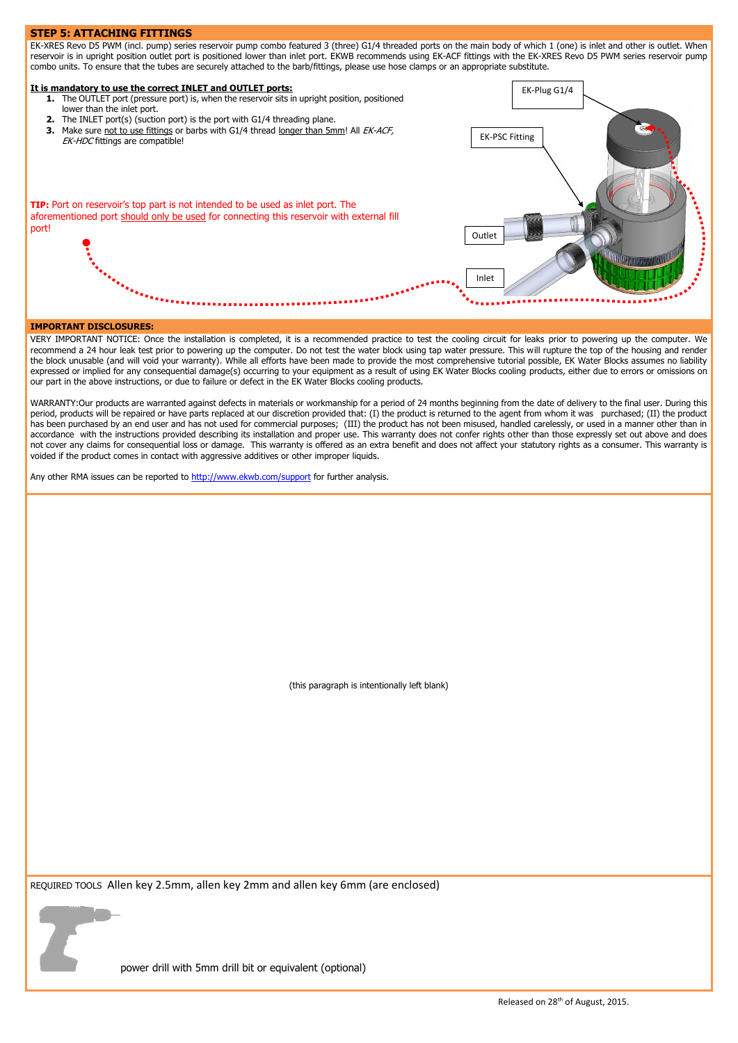## STEP 5: ATTACHING FITTINGS

EK-XRES Revo D5 PWM (incl. pump) series reservoir pump combo featured 3 (three) G1/4 threaded ports on the main body of which 1 (one) is inlet and other is outlet. When reservoir is in upright position outlet port is positioned lower than inlet port. EKWB recommends using EK-ACF fittings with the EK-XRES Revo D5 PWM series reservoir pump combo units. To ensure that the tubes are securely attached to the barb/fittings, please use hose clamps or an appropriate substitute.

**It is mandatory to use the correct INLET and OUTLET ports:**

1. The OUTLET port (pressure port) is, when the reservoir sits in upright position, positioned lower than the inlet port.
2. The INLET port(s) (suction port) is the port with G1/4 threading plane.
3. Make sure not to use fittings or barbs with G1/4 thread longer than 5mm! All *EK-ACF, EK-HDC* fittings are compatible!

**TIP:** Port on reservoir's top part is not intended to be used as inlet port. The aforementioned port should only be used for connecting this reservoir with external fill port!

EK-Plug G1/4

EK-PSC Fitting

Outlet

Inlet

**IMPORTANT DISCLOSURES:**

VERY IMPORTANT NOTICE: Once the installation is completed, it is a recommended practice to test the cooling circuit for leaks prior to powering up the computer. We recommend a 24 hour leak test prior to powering up the computer. Do not test the water block using tap water pressure. This will rupture the top of the housing and render the block unusable (and will void your warranty). While all efforts have been made to provide the most comprehensive tutorial possible, EK Water Blocks assumes no liability expressed or implied for any consequential damage(s) occurring to your equipment as a result of using EK Water Blocks cooling products, either due to errors or omissions on our part in the above instructions, or due to failure or defect in the EK Water Blocks cooling products.

WARRANTY:Our products are warranted against defects in materials or workmanship for a period of 24 months beginning from the date of delivery to the final user. During this period, products will be repaired or have parts replaced at our discretion provided that: (I) the product is returned to the agent from whom it was purchased; (II) the product has been purchased by an end user and has not used for commercial purposes; (III) the product has not been misused, handled carelessly, or used in a manner other than in accordance with the instructions provided describing its installation and proper use. This warranty does not confer rights other than those expressly set out above and does not cover any claims for consequential loss or damage. This warranty is offered as an extra benefit and does not affect your statutory rights as a consumer. This warranty is voided if the product comes in contact with aggressive additives or other improper liquids.

Any other RMA issues can be reported to http://www.ekwb.com/support for further analysis.

(this paragraph is intentionally left blank)

REQUIRED TOOLS Allen key 2.5mm, allen key 2mm and allen key 6mm (are enclosed)

power drill with 5mm drill bit or equivalent (optional)

Released on 28th of August, 2015.